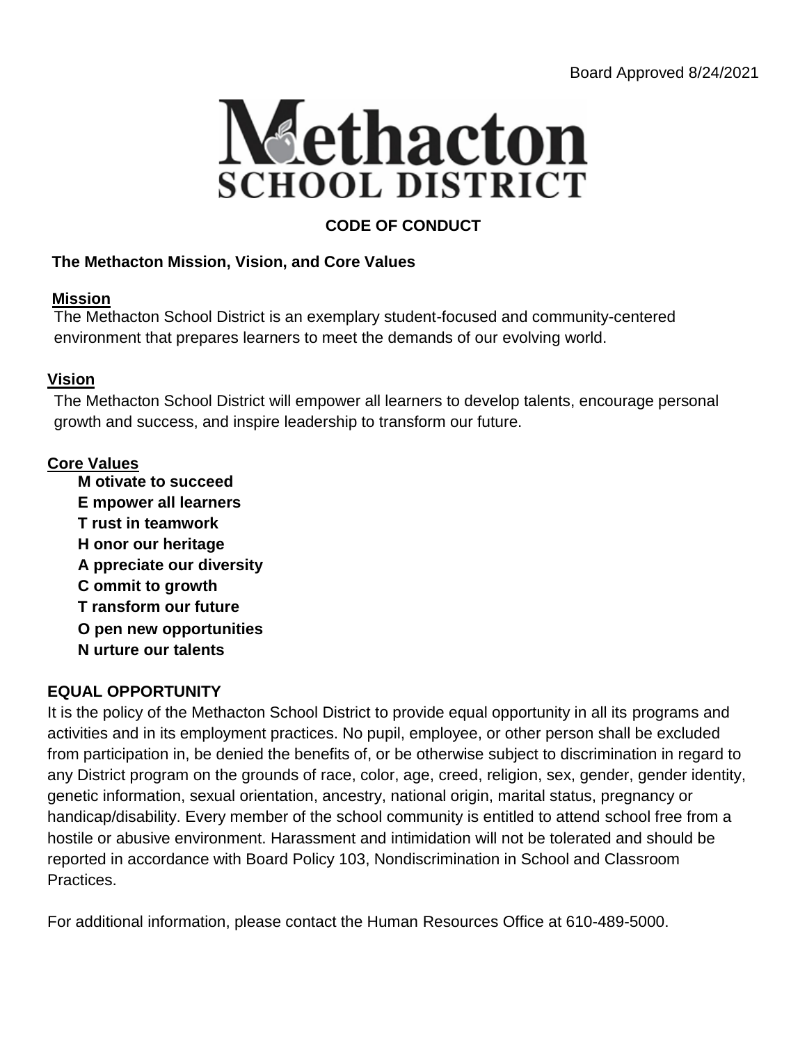Board Approved 8/24/2021

# Methacton SCHOOL DISTRICT

## CODE OF CONDUCT

### The Methacton Mission, Vision, and Core Values

**Mission**

The Methacton School District is an exemplary student-focused and community-centered environment that prepares learners to meet the demands of our evolving world.

**Vision**

The Methacton School District will empower all learners to develop talents, encourage personal growth and success, and inspire leadership to transform our future.

**Core Values**

**M otivate to succeed**
**E mpower all learners**
**T rust in teamwork**
**H onor our heritage**
**A ppreciate our diversity**
**C ommit to growth**
**T ransform our future**
**O pen new opportunities**
**N urture our talents**

### EQUAL OPPORTUNITY

It is the policy of the Methacton School District to provide equal opportunity in all its programs and activities and in its employment practices. No pupil, employee, or other person shall be excluded from participation in, be denied the benefits of, or be otherwise subject to discrimination in regard to any District program on the grounds of race, color, age, creed, religion, sex, gender, gender identity, genetic information, sexual orientation, ancestry, national origin, marital status, pregnancy or handicap/disability. Every member of the school community is entitled to attend school free from a hostile or abusive environment. Harassment and intimidation will not be tolerated and should be reported in accordance with Board Policy 103, Nondiscrimination in School and Classroom Practices.

For additional information, please contact the Human Resources Office at 610-489-5000.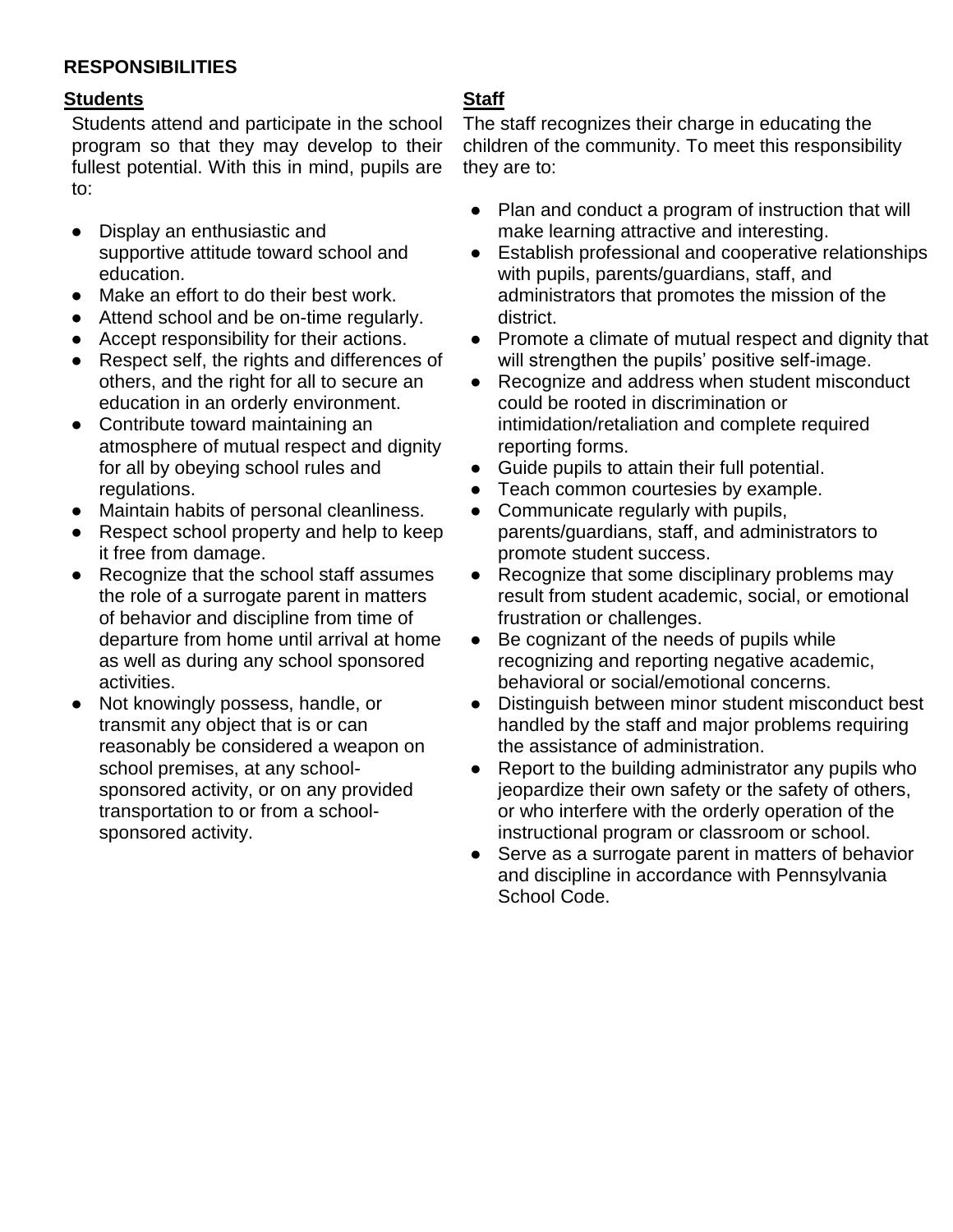**RESPONSIBILITIES**

### Students

Students attend and participate in the school program so that they may develop to their fullest potential. With this in mind, pupils are to:

- Display an enthusiastic and supportive attitude toward school and education.
- Make an effort to do their best work.
- Attend school and be on-time regularly.
- Accept responsibility for their actions.
- Respect self, the rights and differences of others, and the right for all to secure an education in an orderly environment.
- Contribute toward maintaining an atmosphere of mutual respect and dignity for all by obeying school rules and regulations.
- Maintain habits of personal cleanliness.
- Respect school property and help to keep it free from damage.
- Recognize that the school staff assumes the role of a surrogate parent in matters of behavior and discipline from time of departure from home until arrival at home as well as during any school sponsored activities.
- Not knowingly possess, handle, or transmit any object that is or can reasonably be considered a weapon on school premises, at any school-sponsored activity, or on any provided transportation to or from a school-sponsored activity.

### Staff

The staff recognizes their charge in educating the children of the community. To meet this responsibility they are to:

- Plan and conduct a program of instruction that will make learning attractive and interesting.
- Establish professional and cooperative relationships with pupils, parents/guardians, staff, and administrators that promotes the mission of the district.
- Promote a climate of mutual respect and dignity that will strengthen the pupils' positive self-image.
- Recognize and address when student misconduct could be rooted in discrimination or intimidation/retaliation and complete required reporting forms.
- Guide pupils to attain their full potential.
- Teach common courtesies by example.
- Communicate regularly with pupils, parents/guardians, staff, and administrators to promote student success.
- Recognize that some disciplinary problems may result from student academic, social, or emotional frustration or challenges.
- Be cognizant of the needs of pupils while recognizing and reporting negative academic, behavioral or social/emotional concerns.
- Distinguish between minor student misconduct best handled by the staff and major problems requiring the assistance of administration.
- Report to the building administrator any pupils who jeopardize their own safety or the safety of others, or who interfere with the orderly operation of the instructional program or classroom or school.
- Serve as a surrogate parent in matters of behavior and discipline in accordance with Pennsylvania School Code.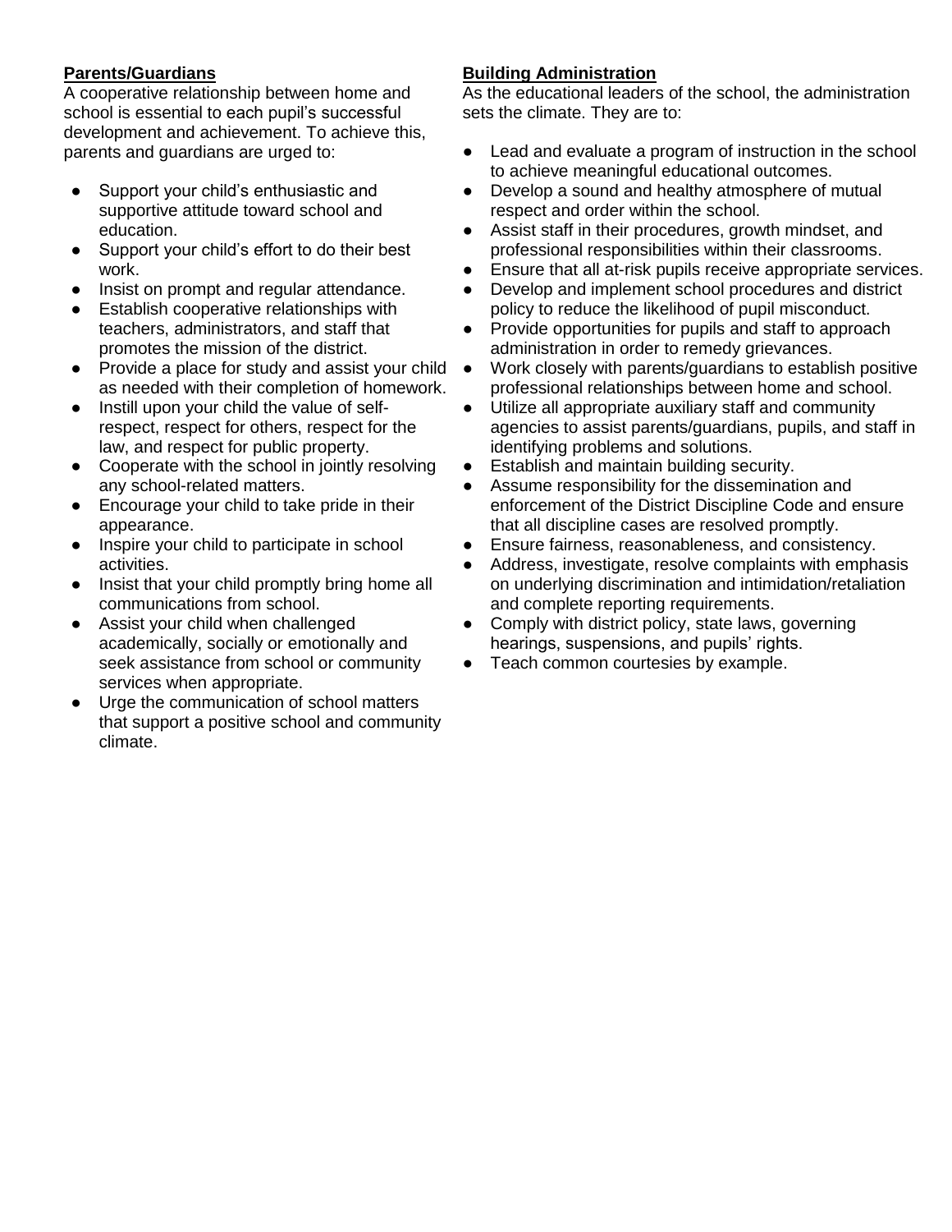**Parents/Guardians**

A cooperative relationship between home and school is essential to each pupil's successful development and achievement. To achieve this, parents and guardians are urged to:

- Support your child's enthusiastic and supportive attitude toward school and education.
- Support your child's effort to do their best work.
- Insist on prompt and regular attendance.
- Establish cooperative relationships with teachers, administrators, and staff that promotes the mission of the district.
- Provide a place for study and assist your child as needed with their completion of homework.
- Instill upon your child the value of self-respect, respect for others, respect for the law, and respect for public property.
- Cooperate with the school in jointly resolving any school-related matters.
- Encourage your child to take pride in their appearance.
- Inspire your child to participate in school activities.
- Insist that your child promptly bring home all communications from school.
- Assist your child when challenged academically, socially or emotionally and seek assistance from school or community services when appropriate.
- Urge the communication of school matters that support a positive school and community climate.

**Building Administration**

As the educational leaders of the school, the administration sets the climate. They are to:

- Lead and evaluate a program of instruction in the school to achieve meaningful educational outcomes.
- Develop a sound and healthy atmosphere of mutual respect and order within the school.
- Assist staff in their procedures, growth mindset, and professional responsibilities within their classrooms.
- Ensure that all at-risk pupils receive appropriate services.
- Develop and implement school procedures and district policy to reduce the likelihood of pupil misconduct.
- Provide opportunities for pupils and staff to approach administration in order to remedy grievances.
- Work closely with parents/guardians to establish positive professional relationships between home and school.
- Utilize all appropriate auxiliary staff and community agencies to assist parents/guardians, pupils, and staff in identifying problems and solutions.
- Establish and maintain building security.
- Assume responsibility for the dissemination and enforcement of the District Discipline Code and ensure that all discipline cases are resolved promptly.
- Ensure fairness, reasonableness, and consistency.
- Address, investigate, resolve complaints with emphasis on underlying discrimination and intimidation/retaliation and complete reporting requirements.
- Comply with district policy, state laws, governing hearings, suspensions, and pupils' rights.
- Teach common courtesies by example.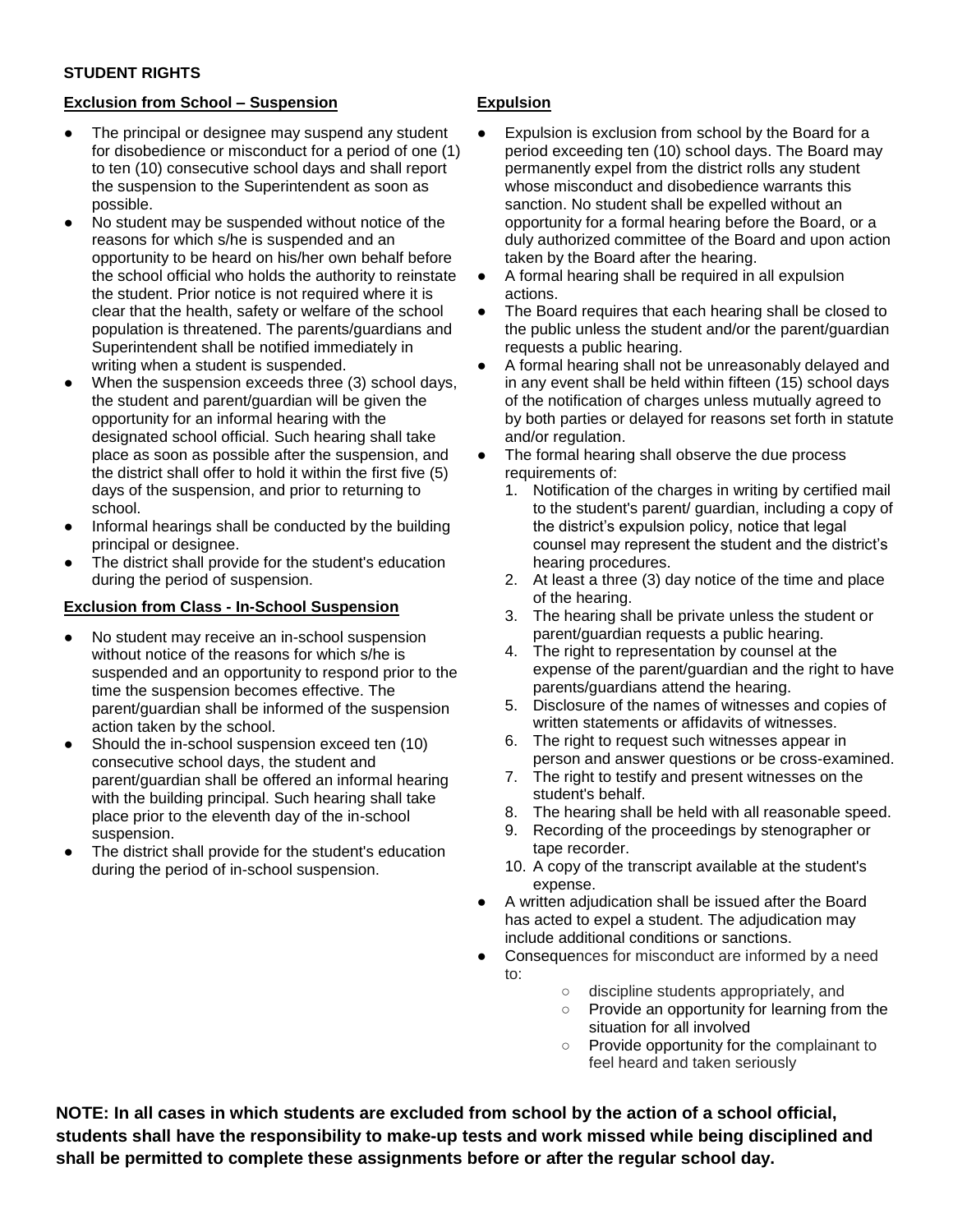**STUDENT RIGHTS**

**Exclusion from School – Suspension**

- The principal or designee may suspend any student for disobedience or misconduct for a period of one (1) to ten (10) consecutive school days and shall report the suspension to the Superintendent as soon as possible.
- No student may be suspended without notice of the reasons for which s/he is suspended and an opportunity to be heard on his/her own behalf before the school official who holds the authority to reinstate the student. Prior notice is not required where it is clear that the health, safety or welfare of the school population is threatened. The parents/guardians and Superintendent shall be notified immediately in writing when a student is suspended.
- When the suspension exceeds three (3) school days, the student and parent/guardian will be given the opportunity for an informal hearing with the designated school official. Such hearing shall take place as soon as possible after the suspension, and the district shall offer to hold it within the first five (5) days of the suspension, and prior to returning to school.
- Informal hearings shall be conducted by the building principal or designee.
- The district shall provide for the student's education during the period of suspension.

**Exclusion from Class - In-School Suspension**

- No student may receive an in-school suspension without notice of the reasons for which s/he is suspended and an opportunity to respond prior to the time the suspension becomes effective. The parent/guardian shall be informed of the suspension action taken by the school.
- Should the in-school suspension exceed ten (10) consecutive school days, the student and parent/guardian shall be offered an informal hearing with the building principal. Such hearing shall take place prior to the eleventh day of the in-school suspension.
- The district shall provide for the student's education during the period of in-school suspension.

**Expulsion**

- Expulsion is exclusion from school by the Board for a period exceeding ten (10) school days. The Board may permanently expel from the district rolls any student whose misconduct and disobedience warrants this sanction. No student shall be expelled without an opportunity for a formal hearing before the Board, or a duly authorized committee of the Board and upon action taken by the Board after the hearing.
- A formal hearing shall be required in all expulsion actions.
- The Board requires that each hearing shall be closed to the public unless the student and/or the parent/guardian requests a public hearing.
- A formal hearing shall not be unreasonably delayed and in any event shall be held within fifteen (15) school days of the notification of charges unless mutually agreed to by both parties or delayed for reasons set forth in statute and/or regulation.
- The formal hearing shall observe the due process requirements of:
  1. Notification of the charges in writing by certified mail to the student's parent/ guardian, including a copy of the district's expulsion policy, notice that legal counsel may represent the student and the district's hearing procedures.
  2. At least a three (3) day notice of the time and place of the hearing.
  3. The hearing shall be private unless the student or parent/guardian requests a public hearing.
  4. The right to representation by counsel at the expense of the parent/guardian and the right to have parents/guardians attend the hearing.
  5. Disclosure of the names of witnesses and copies of written statements or affidavits of witnesses.
  6. The right to request such witnesses appear in person and answer questions or be cross-examined.
  7. The right to testify and present witnesses on the student's behalf.
  8. The hearing shall be held with all reasonable speed.
  9. Recording of the proceedings by stenographer or tape recorder.
  10. A copy of the transcript available at the student's expense.
- A written adjudication shall be issued after the Board has acted to expel a student. The adjudication may include additional conditions or sanctions.
- Consequences for misconduct are informed by a need to:
  - discipline students appropriately, and
  - Provide an opportunity for learning from the situation for all involved
  - Provide opportunity for the complainant to feel heard and taken seriously

**NOTE: In all cases in which students are excluded from school by the action of a school official, students shall have the responsibility to make-up tests and work missed while being disciplined and shall be permitted to complete these assignments before or after the regular school day.**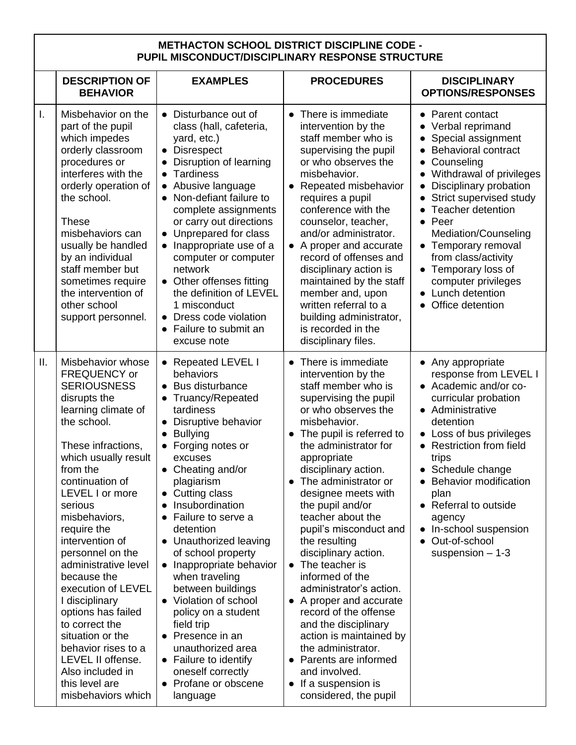| | **METHACTON SCHOOL DISTRICT DISCIPLINE CODE - PUPIL MISCONDUCT/DISCIPLINARY RESPONSE STRUCTURE** | | | |
|---|---|---|---|---|
| | **DESCRIPTION OF BEHAVIOR** | **EXAMPLES** | **PROCEDURES** | **DISCIPLINARY OPTIONS/RESPONSES** |
| I. | Misbehavior on the part of the pupil which impedes orderly classroom procedures or interferes with the orderly operation of the school.<br><br>These misbehaviors can usually be handled by an individual staff member but sometimes require the intervention of other school support personnel. | • Disturbance out of class (hall, cafeteria, yard, etc.)<br>• Disrespect<br>• Disruption of learning<br>• Tardiness<br>• Abusive language<br>• Non-defiant failure to complete assignments or carry out directions<br>• Unprepared for class<br>• Inappropriate use of a computer or computer network<br>• Other offenses fitting the definition of LEVEL 1 misconduct<br>• Dress code violation<br>• Failure to submit an excuse note | • There is immediate intervention by the staff member who is supervising the pupil or who observes the misbehavior.<br>• Repeated misbehavior requires a pupil conference with the counselor, teacher, and/or administrator.<br>• A proper and accurate record of offenses and disciplinary action is maintained by the staff member and, upon written referral to a building administrator, is recorded in the disciplinary files. | • Parent contact<br>• Verbal reprimand<br>• Special assignment<br>• Behavioral contract<br>• Counseling<br>• Withdrawal of privileges<br>• Disciplinary probation<br>• Strict supervised study<br>• Teacher detention<br>• Peer Mediation/Counseling<br>• Temporary removal from class/activity<br>• Temporary loss of computer privileges<br>• Lunch detention<br>• Office detention |
| II. | Misbehavior whose FREQUENCY or SERIOUSNESS disrupts the learning climate of the school.<br><br>These infractions, which usually result from the continuation of LEVEL I or more serious misbehaviors, require the intervention of personnel on the administrative level because the execution of LEVEL I disciplinary options has failed to correct the situation or the behavior rises to a LEVEL II offense. Also included in this level are misbehaviors which | • Repeated LEVEL I behaviors<br>• Bus disturbance<br>• Truancy/Repeated tardiness<br>• Disruptive behavior<br>• Bullying<br>• Forging notes or excuses<br>• Cheating and/or plagiarism<br>• Cutting class<br>• Insubordination<br>• Failure to serve a detention<br>• Unauthorized leaving of school property<br>• Inappropriate behavior when traveling between buildings<br>• Violation of school policy on a student field trip<br>• Presence in an unauthorized area<br>• Failure to identify oneself correctly<br>• Profane or obscene language | • There is immediate intervention by the staff member who is supervising the pupil or who observes the misbehavior.<br>• The pupil is referred to the administrator for appropriate disciplinary action.<br>• The administrator or designee meets with the pupil and/or teacher about the pupil's misconduct and the resulting disciplinary action.<br>• The teacher is informed of the administrator's action.<br>• A proper and accurate record of the offense and the disciplinary action is maintained by the administrator.<br>• Parents are informed and involved.<br>• If a suspension is considered, the pupil | • Any appropriate response from LEVEL I<br>• Academic and/or co-curricular probation<br>• Administrative detention<br>• Loss of bus privileges<br>• Restriction from field trips<br>• Schedule change<br>• Behavior modification plan<br>• Referral to outside agency<br>• In-school suspension<br>• Out-of-school suspension – 1-3 |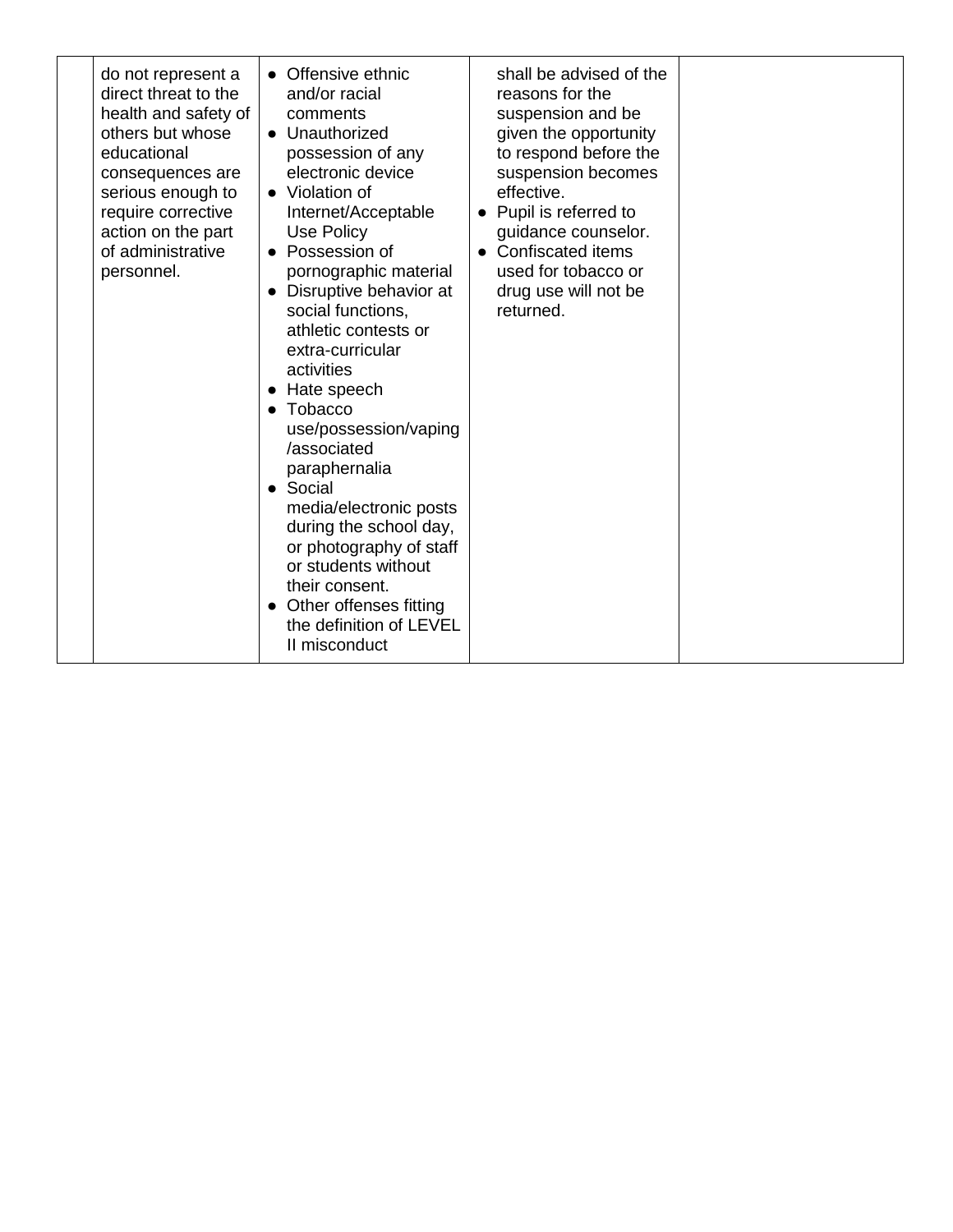| | | | | |
|---|---|---|---|---|
| | do not represent a direct threat to the health and safety of others but whose educational consequences are serious enough to require corrective action on the part of administrative personnel. | • Offensive ethnic and/or racial comments<br>• Unauthorized possession of any electronic device<br>• Violation of Internet/Acceptable Use Policy<br>• Possession of pornographic material<br>• Disruptive behavior at social functions, athletic contests or extra-curricular activities<br>• Hate speech<br>• Tobacco use/possession/vaping/associated paraphernalia<br>• Social media/electronic posts during the school day, or photography of staff or students without their consent.<br>• Other offenses fitting the definition of LEVEL II misconduct | shall be advised of the reasons for the suspension and be given the opportunity to respond before the suspension becomes effective.<br>• Pupil is referred to guidance counselor.<br>• Confiscated items used for tobacco or drug use will not be returned. | |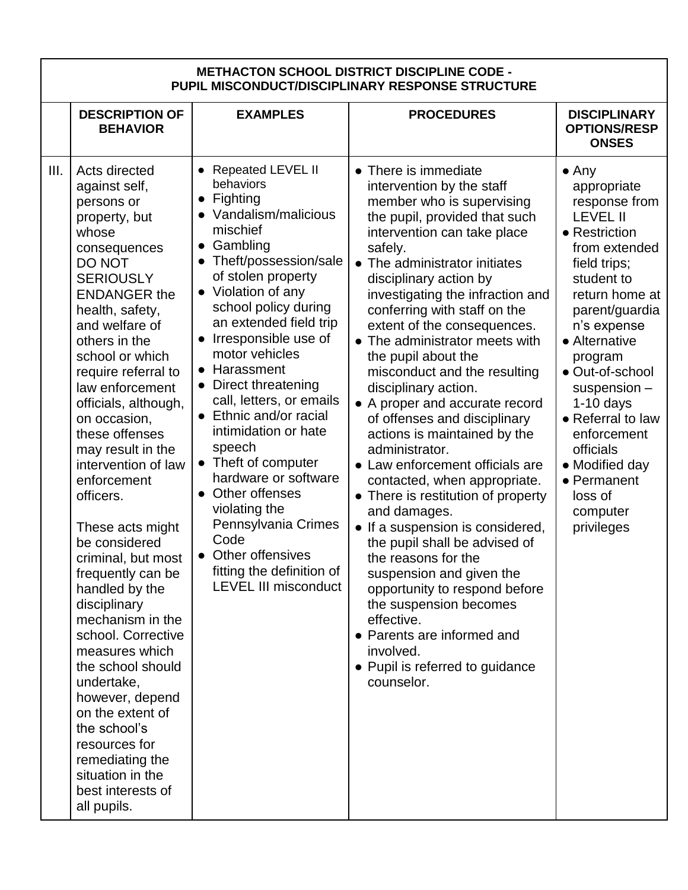| METHACTON SCHOOL DISTRICT DISCIPLINE CODE - PUPIL MISCONDUCT/DISCIPLINARY RESPONSE STRUCTURE | | | | |
|---|---|---|---|---|
| | **DESCRIPTION OF BEHAVIOR** | **EXAMPLES** | **PROCEDURES** | **DISCIPLINARY OPTIONS/RESPONSES** |
| III. | Acts directed against self, persons or property, but whose consequences DO NOT SERIOUSLY ENDANGER the health, safety, and welfare of others in the school or which require referral to law enforcement officials, although, on occasion, these offenses may result in the intervention of law enforcement officers.<br><br>These acts might be considered criminal, but most frequently can be handled by the disciplinary mechanism in the school. Corrective measures which the school should undertake, however, depend on the extent of the school's resources for remediating the situation in the best interests of all pupils. | • Repeated LEVEL II behaviors<br>• Fighting<br>• Vandalism/malicious mischief<br>• Gambling<br>• Theft/possession/sale of stolen property<br>• Violation of any school policy during an extended field trip<br>• Irresponsible use of motor vehicles<br>• Harassment<br>• Direct threatening call, letters, or emails<br>• Ethnic and/or racial intimidation or hate speech<br>• Theft of computer hardware or software<br>• Other offenses violating the Pennsylvania Crimes Code<br>• Other offensives fitting the definition of LEVEL III misconduct | • There is immediate intervention by the staff member who is supervising the pupil, provided that such intervention can take place safely.<br>• The administrator initiates disciplinary action by investigating the infraction and conferring with staff on the extent of the consequences.<br>• The administrator meets with the pupil about the misconduct and the resulting disciplinary action.<br>• A proper and accurate record of offenses and disciplinary actions is maintained by the administrator.<br>• Law enforcement officials are contacted, when appropriate.<br>• There is restitution of property and damages.<br>• If a suspension is considered, the pupil shall be advised of the reasons for the suspension and given the opportunity to respond before the suspension becomes effective.<br>• Parents are informed and involved.<br>• Pupil is referred to guidance counselor. | • Any appropriate response from LEVEL II<br>• Restriction from extended field trips; student to return home at parent/guardian's expense<br>• Alternative program<br>• Out-of-school suspension – 1-10 days<br>• Referral to law enforcement officials<br>• Modified day<br>• Permanent loss of computer privileges |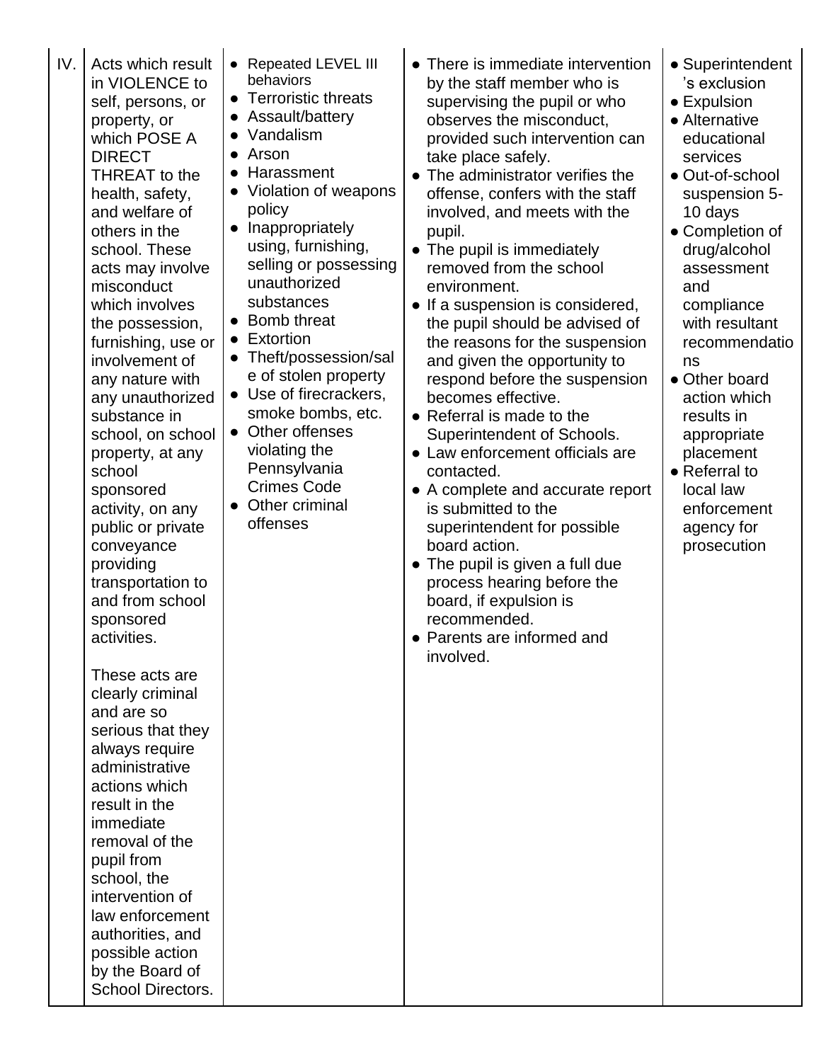| IV. | Acts which result in VIOLENCE to self, persons, or property, or which POSE A DIRECT THREAT to the health, safety, and welfare of others in the school. These acts may involve misconduct which involves the possession, furnishing, use or involvement of any nature with any unauthorized substance in school, on school property, at any school sponsored activity, on any public or private conveyance providing transportation to and from school sponsored activities.<br><br>These acts are clearly criminal and are so serious that they always require administrative actions which result in the immediate removal of the pupil from school, the intervention of law enforcement authorities, and possible action by the Board of School Directors. | • Repeated LEVEL III behaviors<br>• Terroristic threats<br>• Assault/battery<br>• Vandalism<br>• Arson<br>• Harassment<br>• Violation of weapons policy<br>• Inappropriately using, furnishing, selling or possessing unauthorized substances<br>• Bomb threat<br>• Extortion<br>• Theft/possession/sale of stolen property<br>• Use of firecrackers, smoke bombs, etc.<br>• Other offenses violating the Pennsylvania Crimes Code<br>• Other criminal offenses | • There is immediate intervention by the staff member who is supervising the pupil or who observes the misconduct, provided such intervention can take place safely.<br>• The administrator verifies the offense, confers with the staff involved, and meets with the pupil.<br>• The pupil is immediately removed from the school environment.<br>• If a suspension is considered, the pupil should be advised of the reasons for the suspension and given the opportunity to respond before the suspension becomes effective.<br>• Referral is made to the Superintendent of Schools.<br>• Law enforcement officials are contacted.<br>• A complete and accurate report is submitted to the superintendent for possible board action.<br>• The pupil is given a full due process hearing before the board, if expulsion is recommended.<br>• Parents are informed and involved. | • Superintendent's exclusion<br>• Expulsion<br>• Alternative educational services<br>• Out-of-school suspension 5-10 days<br>• Completion of drug/alcohol assessment and compliance with resultant recommendations<br>• Other board action which results in appropriate placement<br>• Referral to local law enforcement agency for prosecution |
|---|---|---|---|---|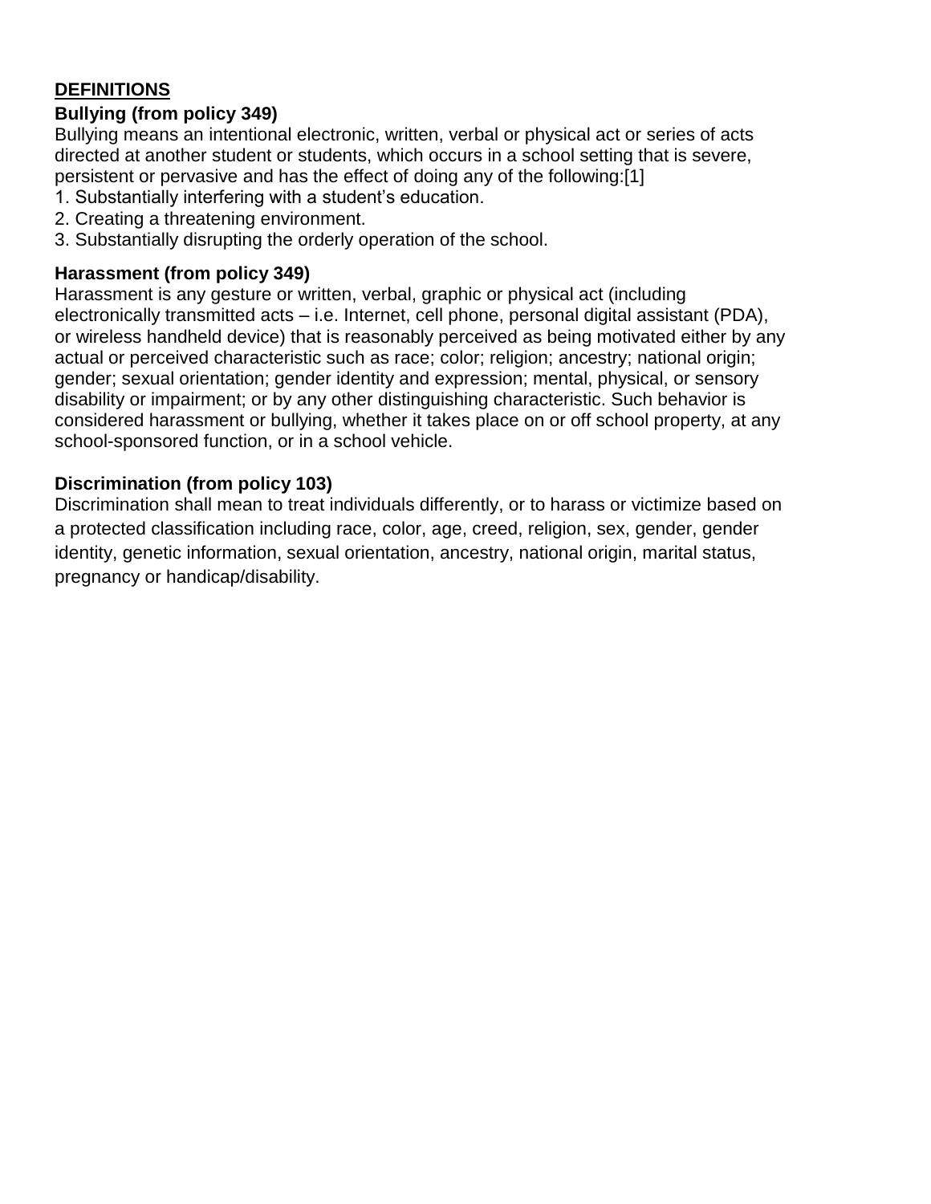## DEFINITIONS

### Bullying (from policy 349)

Bullying means an intentional electronic, written, verbal or physical act or series of acts directed at another student or students, which occurs in a school setting that is severe, persistent or pervasive and has the effect of doing any of the following:[1]

1. Substantially interfering with a student's education.
2. Creating a threatening environment.
3. Substantially disrupting the orderly operation of the school.

### Harassment (from policy 349)

Harassment is any gesture or written, verbal, graphic or physical act (including electronically transmitted acts – i.e. Internet, cell phone, personal digital assistant (PDA), or wireless handheld device) that is reasonably perceived as being motivated either by any actual or perceived characteristic such as race; color; religion; ancestry; national origin; gender; sexual orientation; gender identity and expression; mental, physical, or sensory disability or impairment; or by any other distinguishing characteristic. Such behavior is considered harassment or bullying, whether it takes place on or off school property, at any school-sponsored function, or in a school vehicle.

### Discrimination (from policy 103)

Discrimination shall mean to treat individuals differently, or to harass or victimize based on a protected classification including race, color, age, creed, religion, sex, gender, gender identity, genetic information, sexual orientation, ancestry, national origin, marital status, pregnancy or handicap/disability.